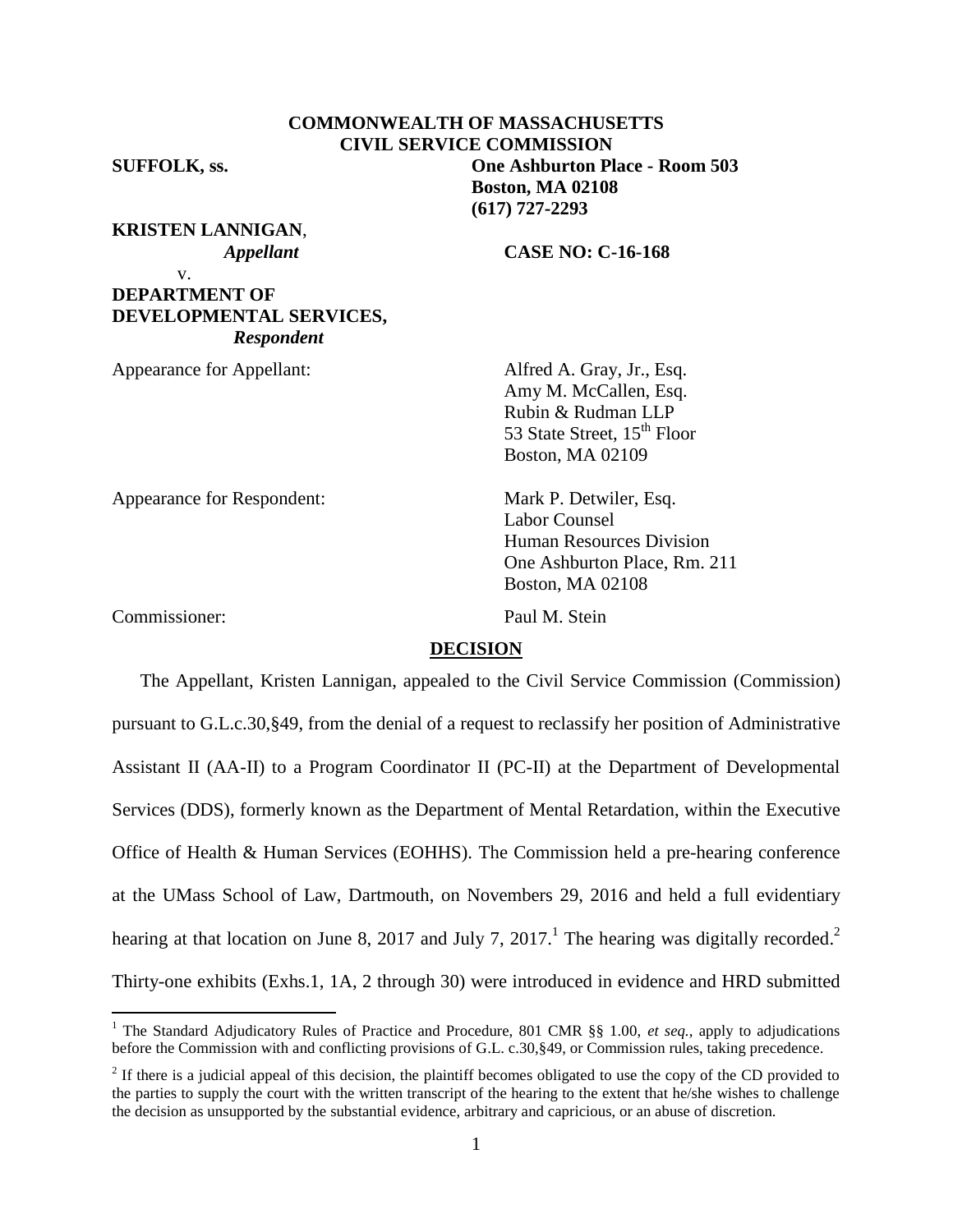**COMMONWEALTH OF MASSACHUSETTS**
**CIVIL SERVICE COMMISSION**

**SUFFOLK, ss.** **One Ashburton Place - Room 503**
**Boston, MA 02108**
**(617) 727-2293**

**KRISTEN LANNIGAN**,
*Appellant*

v.

**CASE NO: C-16-168**

**DEPARTMENT OF DEVELOPMENTAL SERVICES,**
*Respondent*

Appearance for Appellant: Alfred A. Gray, Jr., Esq.
Amy M. McCallen, Esq.
Rubin & Rudman LLP
53 State Street, 15th Floor
Boston, MA 02109

Appearance for Respondent: Mark P. Detwiler, Esq.
Labor Counsel
Human Resources Division
One Ashburton Place, Rm. 211
Boston, MA 02108

Commissioner: Paul M. Stein

## DECISION

The Appellant, Kristen Lannigan, appealed to the Civil Service Commission (Commission) pursuant to G.L.c.30,§49, from the denial of a request to reclassify her position of Administrative Assistant II (AA-II) to a Program Coordinator II (PC-II) at the Department of Developmental Services (DDS), formerly known as the Department of Mental Retardation, within the Executive Office of Health & Human Services (EOHHS). The Commission held a pre-hearing conference at the UMass School of Law, Dartmouth, on Novembers 29, 2016 and held a full evidentiary hearing at that location on June 8, 2017 and July 7, 2017.[1] The hearing was digitally recorded.[2] Thirty-one exhibits (Exhs.1, 1A, 2 through 30) were introduced in evidence and HRD submitted

[1] The Standard Adjudicatory Rules of Practice and Procedure, 801 CMR §§ 1.00, *et seq.*, apply to adjudications before the Commission with and conflicting provisions of G.L. c.30,§49, or Commission rules, taking precedence.

[2] If there is a judicial appeal of this decision, the plaintiff becomes obligated to use the copy of the CD provided to the parties to supply the court with the written transcript of the hearing to the extent that he/she wishes to challenge the decision as unsupported by the substantial evidence, arbitrary and capricious, or an abuse of discretion.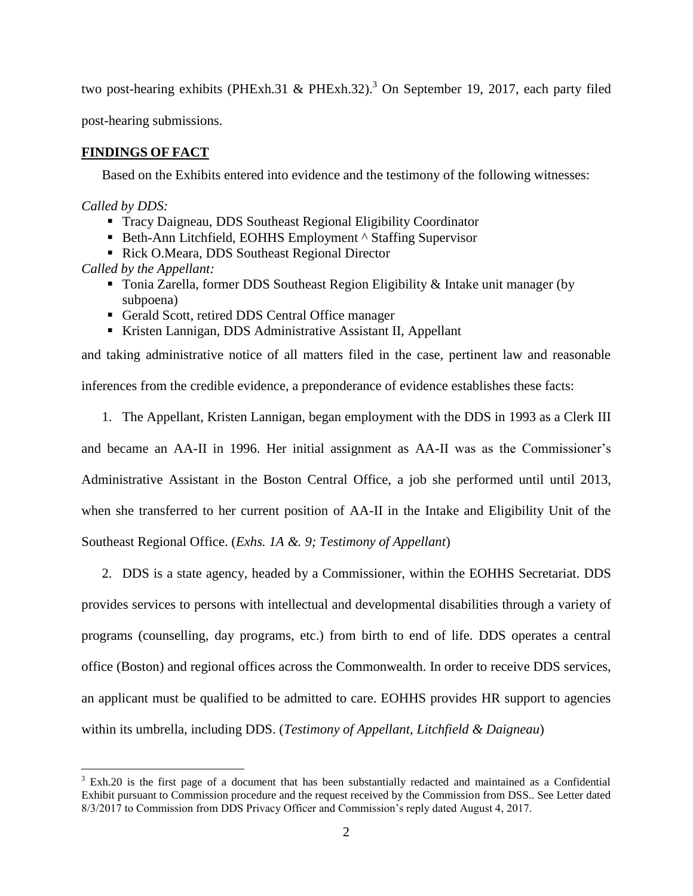two post-hearing exhibits (PHExh.31 & PHExh.32).[3] On September 19, 2017, each party filed post-hearing submissions.

## FINDINGS OF FACT

Based on the Exhibits entered into evidence and the testimony of the following witnesses:

*Called by DDS:*

- Tracy Daigneau, DDS Southeast Regional Eligibility Coordinator
- Beth-Ann Litchfield, EOHHS Employment ^ Staffing Supervisor
- Rick O.Meara, DDS Southeast Regional Director

*Called by the Appellant:*

- Tonia Zarella, former DDS Southeast Region Eligibility & Intake unit manager (by subpoena)
- Gerald Scott, retired DDS Central Office manager
- Kristen Lannigan, DDS Administrative Assistant II, Appellant

and taking administrative notice of all matters filed in the case, pertinent law and reasonable inferences from the credible evidence, a preponderance of evidence establishes these facts:

1. The Appellant, Kristen Lannigan, began employment with the DDS in 1993 as a Clerk III and became an AA-II in 1996. Her initial assignment as AA-II was as the Commissioner's Administrative Assistant in the Boston Central Office, a job she performed until until 2013, when she transferred to her current position of AA-II in the Intake and Eligibility Unit of the Southeast Regional Office. (*Exhs. 1A &. 9; Testimony of Appellant*)

2. DDS is a state agency, headed by a Commissioner, within the EOHHS Secretariat. DDS provides services to persons with intellectual and developmental disabilities through a variety of programs (counselling, day programs, etc.) from birth to end of life. DDS operates a central office (Boston) and regional offices across the Commonwealth. In order to receive DDS services, an applicant must be qualified to be admitted to care. EOHHS provides HR support to agencies within its umbrella, including DDS. (*Testimony of Appellant, Litchfield & Daigneau*)

---

[3] Exh.20 is the first page of a document that has been substantially redacted and maintained as a Confidential Exhibit pursuant to Commission procedure and the request received by the Commission from DSS.. See Letter dated 8/3/2017 to Commission from DDS Privacy Officer and Commission's reply dated August 4, 2017.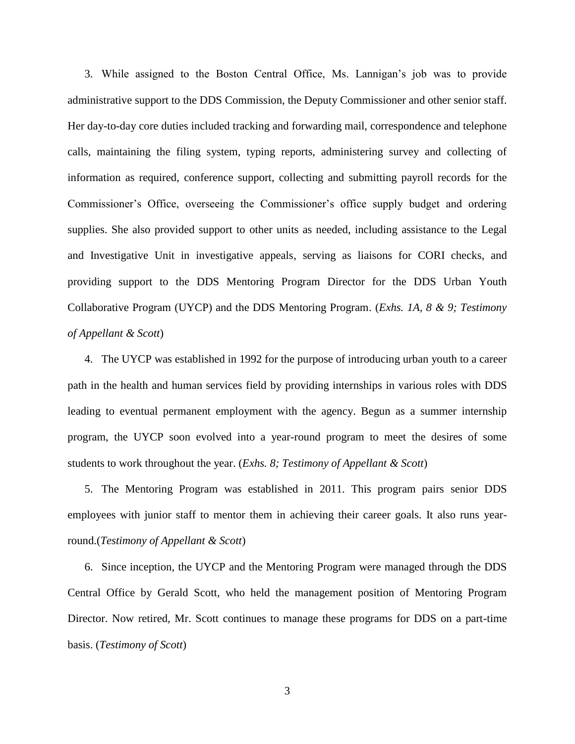3. While assigned to the Boston Central Office, Ms. Lannigan's job was to provide administrative support to the DDS Commission, the Deputy Commissioner and other senior staff. Her day-to-day core duties included tracking and forwarding mail, correspondence and telephone calls, maintaining the filing system, typing reports, administering survey and collecting of information as required, conference support, collecting and submitting payroll records for the Commissioner's Office, overseeing the Commissioner's office supply budget and ordering supplies. She also provided support to other units as needed, including assistance to the Legal and Investigative Unit in investigative appeals, serving as liaisons for CORI checks, and providing support to the DDS Mentoring Program Director for the DDS Urban Youth Collaborative Program (UYCP) and the DDS Mentoring Program. (*Exhs. 1A, 8 & 9; Testimony of Appellant & Scott*)

4. The UYCP was established in 1992 for the purpose of introducing urban youth to a career path in the health and human services field by providing internships in various roles with DDS leading to eventual permanent employment with the agency. Begun as a summer internship program, the UYCP soon evolved into a year-round program to meet the desires of some students to work throughout the year. (*Exhs. 8; Testimony of Appellant & Scott*)

5. The Mentoring Program was established in 2011. This program pairs senior DDS employees with junior staff to mentor them in achieving their career goals. It also runs year-round.(*Testimony of Appellant & Scott*)

6. Since inception, the UYCP and the Mentoring Program were managed through the DDS Central Office by Gerald Scott, who held the management position of Mentoring Program Director. Now retired, Mr. Scott continues to manage these programs for DDS on a part-time basis. (*Testimony of Scott*)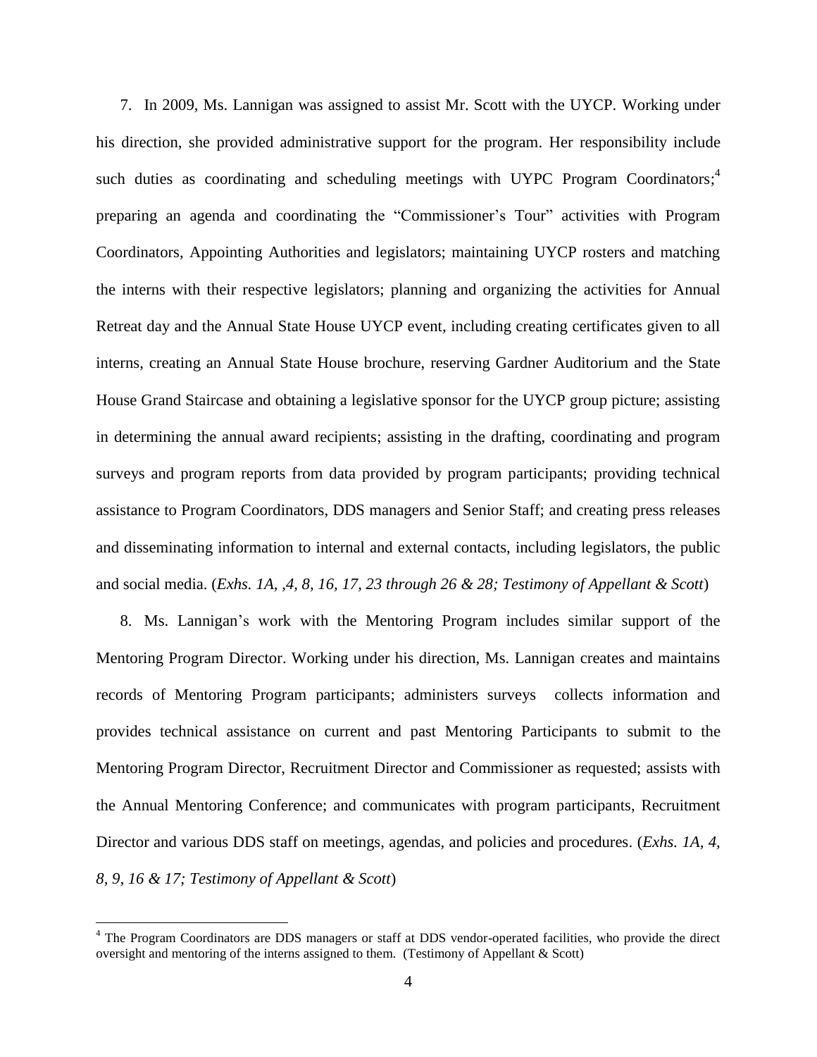7. In 2009, Ms. Lannigan was assigned to assist Mr. Scott with the UYCP. Working under his direction, she provided administrative support for the program. Her responsibility include such duties as coordinating and scheduling meetings with UYPC Program Coordinators;[4] preparing an agenda and coordinating the "Commissioner's Tour" activities with Program Coordinators, Appointing Authorities and legislators; maintaining UYCP rosters and matching the interns with their respective legislators; planning and organizing the activities for Annual Retreat day and the Annual State House UYCP event, including creating certificates given to all interns, creating an Annual State House brochure, reserving Gardner Auditorium and the State House Grand Staircase and obtaining a legislative sponsor for the UYCP group picture; assisting in determining the annual award recipients; assisting in the drafting, coordinating and program surveys and program reports from data provided by program participants; providing technical assistance to Program Coordinators, DDS managers and Senior Staff; and creating press releases and disseminating information to internal and external contacts, including legislators, the public and social media. (*Exhs. 1A, ,4, 8, 16, 17, 23 through 26 & 28; Testimony of Appellant & Scott*)

8. Ms. Lannigan's work with the Mentoring Program includes similar support of the Mentoring Program Director. Working under his direction, Ms. Lannigan creates and maintains records of Mentoring Program participants; administers surveys collects information and provides technical assistance on current and past Mentoring Participants to submit to the Mentoring Program Director, Recruitment Director and Commissioner as requested; assists with the Annual Mentoring Conference; and communicates with program participants, Recruitment Director and various DDS staff on meetings, agendas, and policies and procedures. (*Exhs. 1A, 4, 8, 9, 16 & 17; Testimony of Appellant & Scott*)

---

[4] The Program Coordinators are DDS managers or staff at DDS vendor-operated facilities, who provide the direct oversight and mentoring of the interns assigned to them. (Testimony of Appellant & Scott)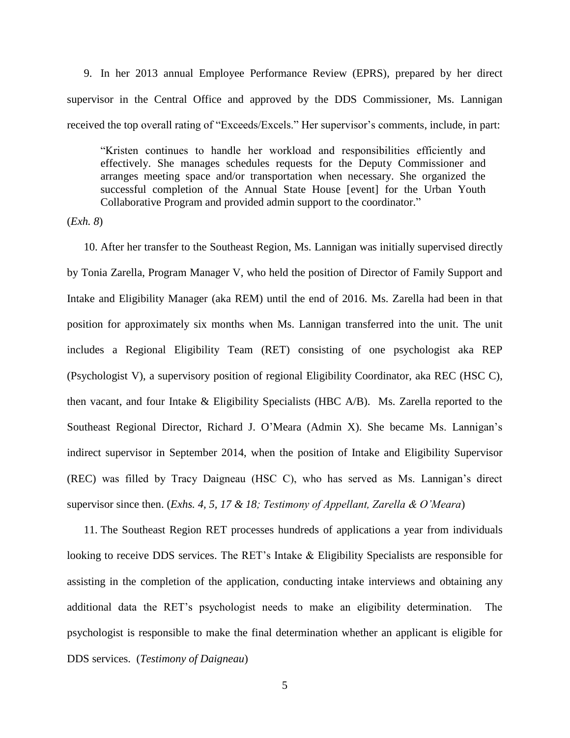9. In her 2013 annual Employee Performance Review (EPRS), prepared by her direct supervisor in the Central Office and approved by the DDS Commissioner, Ms. Lannigan received the top overall rating of "Exceeds/Excels." Her supervisor's comments, include, in part:

> "Kristen continues to handle her workload and responsibilities efficiently and effectively. She manages schedules requests for the Deputy Commissioner and arranges meeting space and/or transportation when necessary. She organized the successful completion of the Annual State House [event] for the Urban Youth Collaborative Program and provided admin support to the coordinator."

(*Exh. 8*)

10. After her transfer to the Southeast Region, Ms. Lannigan was initially supervised directly by Tonia Zarella, Program Manager V, who held the position of Director of Family Support and Intake and Eligibility Manager (aka REM) until the end of 2016. Ms. Zarella had been in that position for approximately six months when Ms. Lannigan transferred into the unit. The unit includes a Regional Eligibility Team (RET) consisting of one psychologist aka REP (Psychologist V), a supervisory position of regional Eligibility Coordinator, aka REC (HSC C), then vacant, and four Intake & Eligibility Specialists (HBC A/B). Ms. Zarella reported to the Southeast Regional Director, Richard J. O'Meara (Admin X). She became Ms. Lannigan's indirect supervisor in September 2014, when the position of Intake and Eligibility Supervisor (REC) was filled by Tracy Daigneau (HSC C), who has served as Ms. Lannigan's direct supervisor since then. (*Exhs. 4, 5, 17 & 18; Testimony of Appellant, Zarella & O'Meara*)

11. The Southeast Region RET processes hundreds of applications a year from individuals looking to receive DDS services. The RET's Intake & Eligibility Specialists are responsible for assisting in the completion of the application, conducting intake interviews and obtaining any additional data the RET's psychologist needs to make an eligibility determination. The psychologist is responsible to make the final determination whether an applicant is eligible for DDS services. (*Testimony of Daigneau*)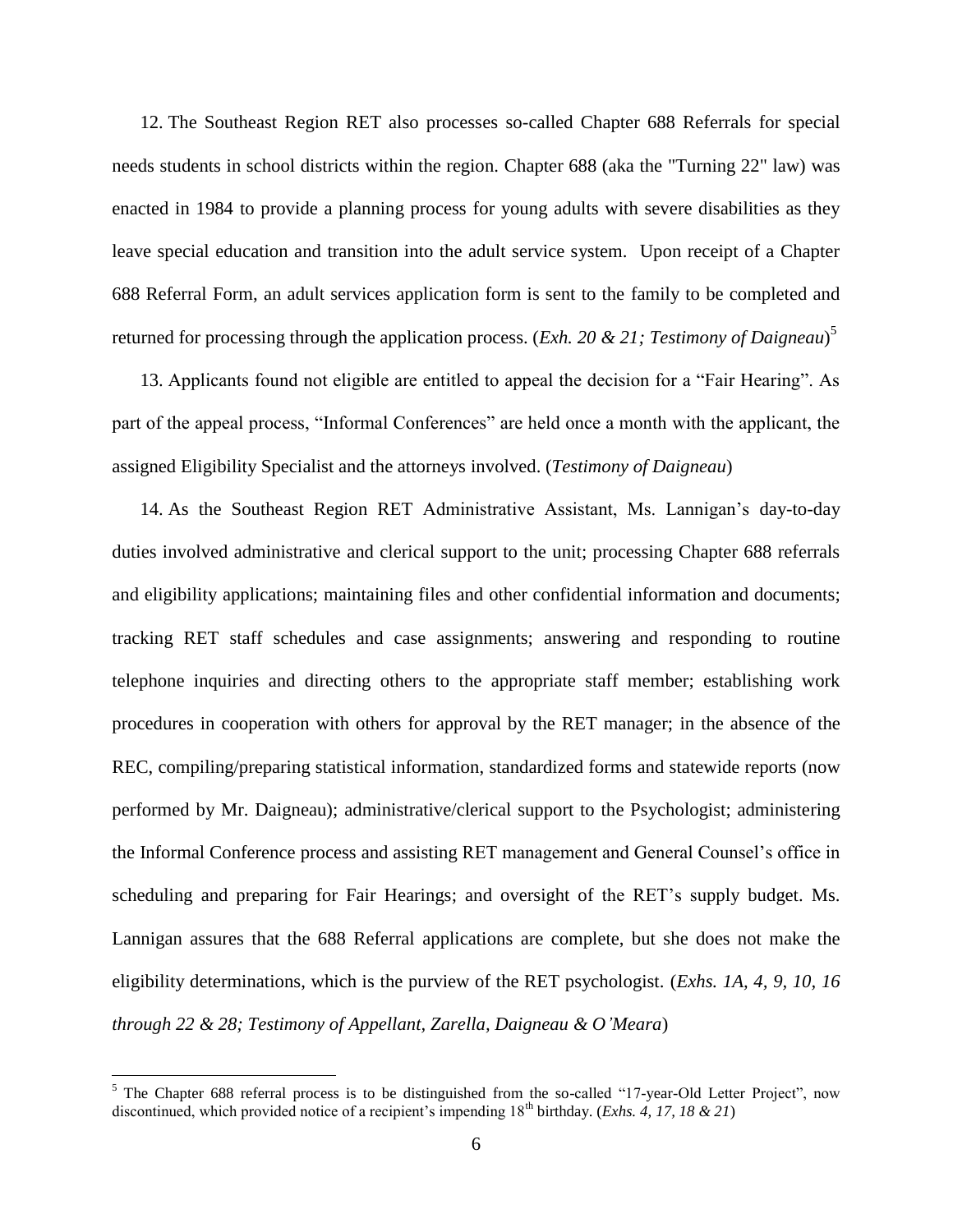12. The Southeast Region RET also processes so-called Chapter 688 Referrals for special needs students in school districts within the region. Chapter 688 (aka the "Turning 22" law) was enacted in 1984 to provide a planning process for young adults with severe disabilities as they leave special education and transition into the adult service system. Upon receipt of a Chapter 688 Referral Form, an adult services application form is sent to the family to be completed and returned for processing through the application process. (*Exh. 20 & 21; Testimony of Daigneau*)[5]

13. Applicants found not eligible are entitled to appeal the decision for a "Fair Hearing". As part of the appeal process, "Informal Conferences" are held once a month with the applicant, the assigned Eligibility Specialist and the attorneys involved. (*Testimony of Daigneau*)

14. As the Southeast Region RET Administrative Assistant, Ms. Lannigan's day-to-day duties involved administrative and clerical support to the unit; processing Chapter 688 referrals and eligibility applications; maintaining files and other confidential information and documents; tracking RET staff schedules and case assignments; answering and responding to routine telephone inquiries and directing others to the appropriate staff member; establishing work procedures in cooperation with others for approval by the RET manager; in the absence of the REC, compiling/preparing statistical information, standardized forms and statewide reports (now performed by Mr. Daigneau); administrative/clerical support to the Psychologist; administering the Informal Conference process and assisting RET management and General Counsel's office in scheduling and preparing for Fair Hearings; and oversight of the RET's supply budget. Ms. Lannigan assures that the 688 Referral applications are complete, but she does not make the eligibility determinations, which is the purview of the RET psychologist. (*Exhs. 1A, 4, 9, 10, 16 through 22 & 28; Testimony of Appellant, Zarella, Daigneau & O'Meara*)

---

[5] The Chapter 688 referral process is to be distinguished from the so-called "17-year-Old Letter Project", now discontinued, which provided notice of a recipient's impending 18th birthday. (*Exhs. 4, 17, 18 & 21*)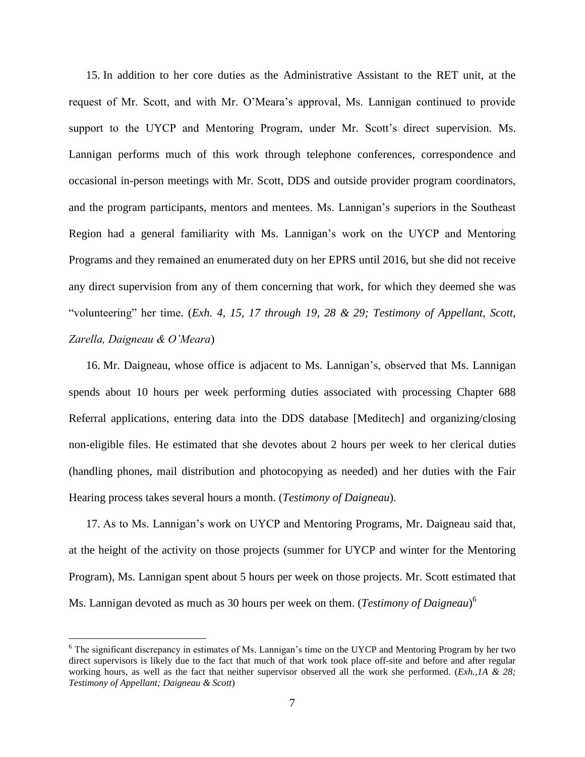15. In addition to her core duties as the Administrative Assistant to the RET unit, at the request of Mr. Scott, and with Mr. O'Meara's approval, Ms. Lannigan continued to provide support to the UYCP and Mentoring Program, under Mr. Scott's direct supervision. Ms. Lannigan performs much of this work through telephone conferences, correspondence and occasional in-person meetings with Mr. Scott, DDS and outside provider program coordinators, and the program participants, mentors and mentees. Ms. Lannigan's superiors in the Southeast Region had a general familiarity with Ms. Lannigan's work on the UYCP and Mentoring Programs and they remained an enumerated duty on her EPRS until 2016, but she did not receive any direct supervision from any of them concerning that work, for which they deemed she was "volunteering" her time. (*Exh. 4, 15, 17 through 19, 28 & 29; Testimony of Appellant, Scott, Zarella, Daigneau & O'Meara*)

16. Mr. Daigneau, whose office is adjacent to Ms. Lannigan's, observed that Ms. Lannigan spends about 10 hours per week performing duties associated with processing Chapter 688 Referral applications, entering data into the DDS database [Meditech] and organizing/closing non-eligible files. He estimated that she devotes about 2 hours per week to her clerical duties (handling phones, mail distribution and photocopying as needed) and her duties with the Fair Hearing process takes several hours a month. (*Testimony of Daigneau*).

17. As to Ms. Lannigan's work on UYCP and Mentoring Programs, Mr. Daigneau said that, at the height of the activity on those projects (summer for UYCP and winter for the Mentoring Program), Ms. Lannigan spent about 5 hours per week on those projects. Mr. Scott estimated that Ms. Lannigan devoted as much as 30 hours per week on them. (*Testimony of Daigneau*)[6]

[6] The significant discrepancy in estimates of Ms. Lannigan's time on the UYCP and Mentoring Program by her two direct supervisors is likely due to the fact that much of that work took place off-site and before and after regular working hours, as well as the fact that neither supervisor observed all the work she performed. (*Exh.,1A & 28; Testimony of Appellant; Daigneau & Scott*)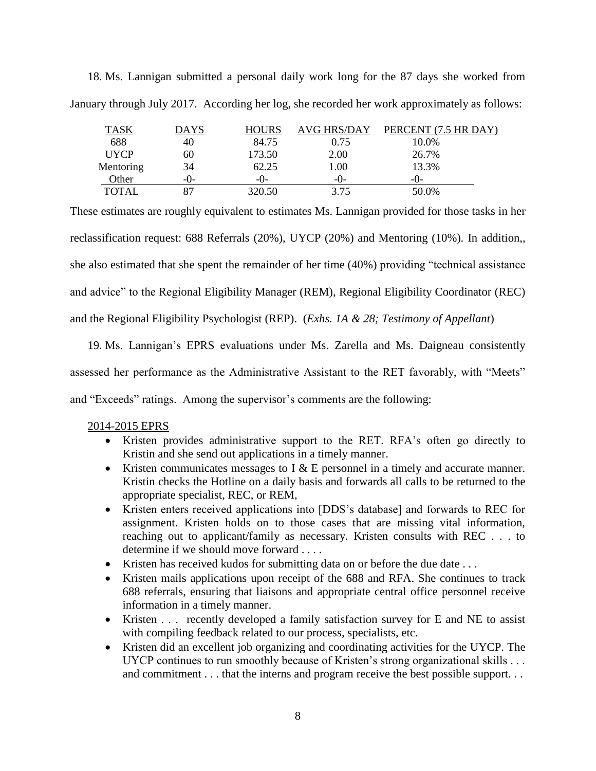18. Ms. Lannigan submitted a personal daily work long for the 87 days she worked from January through July 2017. According her log, she recorded her work approximately as follows:

| TASK | DAYS | HOURS | AVG HRS/DAY | PERCENT (7.5 HR DAY) |
|---|---|---|---|---|
| 688 | 40 | 84.75 | 0.75 | 10.0% |
| UYCP | 60 | 173.50 | 2.00 | 26.7% |
| Mentoring | 34 | 62.25 | 1.00 | 13.3% |
| Other | -0- | -0- | -0- | -0- |
| TOTAL | 87 | 320.50 | 3.75 | 50.0% |

These estimates are roughly equivalent to estimates Ms. Lannigan provided for those tasks in her reclassification request: 688 Referrals (20%), UYCP (20%) and Mentoring (10%). In addition,, she also estimated that she spent the remainder of her time (40%) providing "technical assistance and advice" to the Regional Eligibility Manager (REM), Regional Eligibility Coordinator (REC) and the Regional Eligibility Psychologist (REP). (*Exhs. 1A & 28; Testimony of Appellant*)

19. Ms. Lannigan's EPRS evaluations under Ms. Zarella and Ms. Daigneau consistently assessed her performance as the Administrative Assistant to the RET favorably, with "Meets" and "Exceeds" ratings. Among the supervisor's comments are the following:

<u>2014-2015 EPRS</u>

- Kristen provides administrative support to the RET. RFA's often go directly to Kristin and she send out applications in a timely manner.
- Kristen communicates messages to I & E personnel in a timely and accurate manner. Kristin checks the Hotline on a daily basis and forwards all calls to be returned to the appropriate specialist, REC, or REM,
- Kristen enters received applications into [DDS's database] and forwards to REC for assignment. Kristen holds on to those cases that are missing vital information, reaching out to applicant/family as necessary. Kristen consults with REC . . . to determine if we should move forward . . . .
- Kristen has received kudos for submitting data on or before the due date . . .
- Kristen mails applications upon receipt of the 688 and RFA. She continues to track 688 referrals, ensuring that liaisons and appropriate central office personnel receive information in a timely manner.
- Kristen . . . recently developed a family satisfaction survey for E and NE to assist with compiling feedback related to our process, specialists, etc.
- Kristen did an excellent job organizing and coordinating activities for the UYCP. The UYCP continues to run smoothly because of Kristen's strong organizational skills . . . and commitment . . . that the interns and program receive the best possible support. . .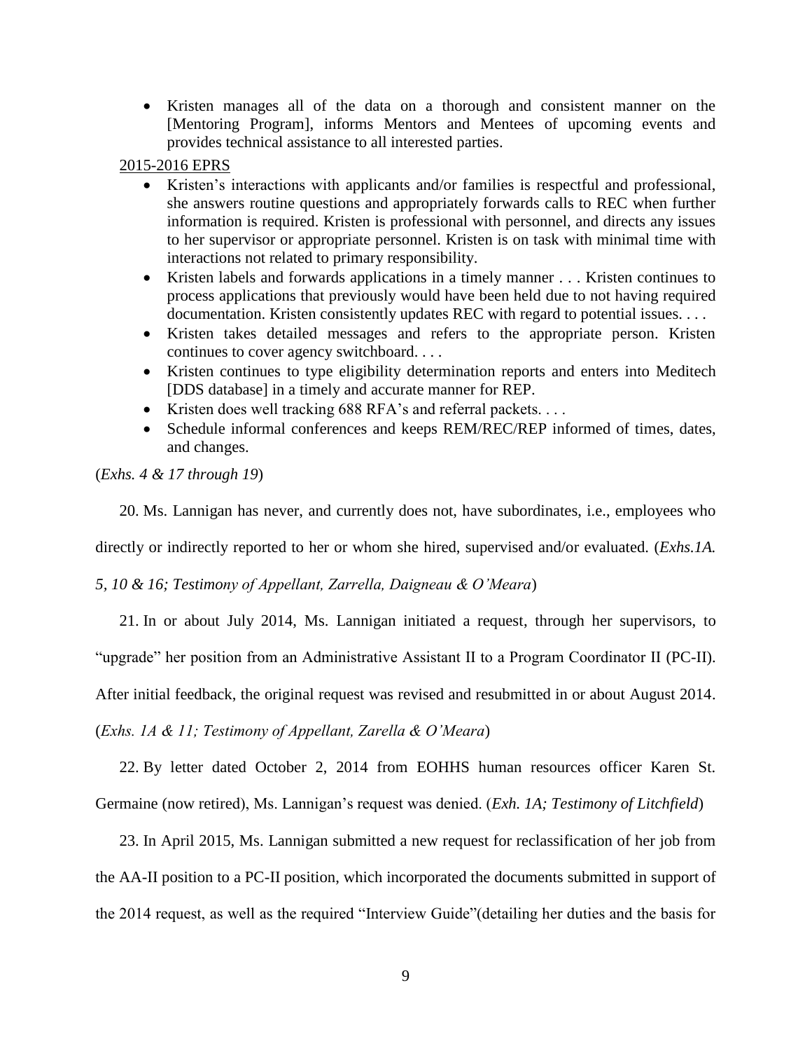- Kristen manages all of the data on a thorough and consistent manner on the [Mentoring Program], informs Mentors and Mentees of upcoming events and provides technical assistance to all interested parties.

<u>2015-2016 EPRS</u>

- Kristen's interactions with applicants and/or families is respectful and professional, she answers routine questions and appropriately forwards calls to REC when further information is required. Kristen is professional with personnel, and directs any issues to her supervisor or appropriate personnel. Kristen is on task with minimal time with interactions not related to primary responsibility.
- Kristen labels and forwards applications in a timely manner . . . Kristen continues to process applications that previously would have been held due to not having required documentation. Kristen consistently updates REC with regard to potential issues. . . .
- Kristen takes detailed messages and refers to the appropriate person. Kristen continues to cover agency switchboard. . . .
- Kristen continues to type eligibility determination reports and enters into Meditech [DDS database] in a timely and accurate manner for REP.
- Kristen does well tracking 688 RFA's and referral packets. . . .
- Schedule informal conferences and keeps REM/REC/REP informed of times, dates, and changes.

(*Exhs. 4 & 17 through 19*)

20. Ms. Lannigan has never, and currently does not, have subordinates, i.e., employees who directly or indirectly reported to her or whom she hired, supervised and/or evaluated. (*Exhs.1A. 5, 10 & 16; Testimony of Appellant, Zarrella, Daigneau & O'Meara*)

21. In or about July 2014, Ms. Lannigan initiated a request, through her supervisors, to "upgrade" her position from an Administrative Assistant II to a Program Coordinator II (PC-II). After initial feedback, the original request was revised and resubmitted in or about August 2014. (*Exhs. 1A & 11; Testimony of Appellant, Zarella & O'Meara*)

22. By letter dated October 2, 2014 from EOHHS human resources officer Karen St. Germaine (now retired), Ms. Lannigan's request was denied. (*Exh. 1A; Testimony of Litchfield*)

23. In April 2015, Ms. Lannigan submitted a new request for reclassification of her job from the AA-II position to a PC-II position, which incorporated the documents submitted in support of the 2014 request, as well as the required "Interview Guide"(detailing her duties and the basis for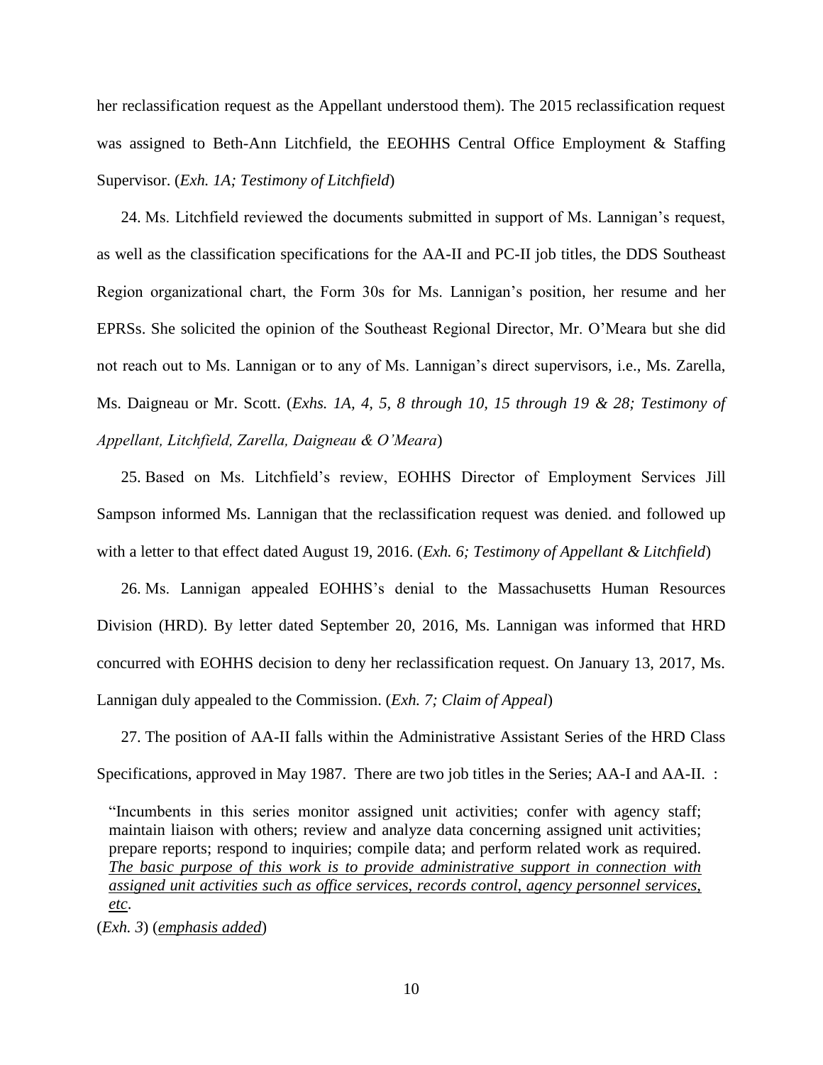her reclassification request as the Appellant understood them). The 2015 reclassification request was assigned to Beth-Ann Litchfield, the EEOHHS Central Office Employment & Staffing Supervisor. (*Exh. 1A; Testimony of Litchfield*)

24. Ms. Litchfield reviewed the documents submitted in support of Ms. Lannigan's request, as well as the classification specifications for the AA-II and PC-II job titles, the DDS Southeast Region organizational chart, the Form 30s for Ms. Lannigan's position, her resume and her EPRSs. She solicited the opinion of the Southeast Regional Director, Mr. O'Meara but she did not reach out to Ms. Lannigan or to any of Ms. Lannigan's direct supervisors, i.e., Ms. Zarella, Ms. Daigneau or Mr. Scott. (*Exhs. 1A, 4, 5, 8 through 10, 15 through 19 & 28; Testimony of Appellant, Litchfield, Zarella, Daigneau & O'Meara*)

25. Based on Ms. Litchfield's review, EOHHS Director of Employment Services Jill Sampson informed Ms. Lannigan that the reclassification request was denied. and followed up with a letter to that effect dated August 19, 2016. (*Exh. 6; Testimony of Appellant & Litchfield*)

26. Ms. Lannigan appealed EOHHS's denial to the Massachusetts Human Resources Division (HRD). By letter dated September 20, 2016, Ms. Lannigan was informed that HRD concurred with EOHHS decision to deny her reclassification request. On January 13, 2017, Ms. Lannigan duly appealed to the Commission. (*Exh. 7; Claim of Appeal*)

27. The position of AA-II falls within the Administrative Assistant Series of the HRD Class Specifications, approved in May 1987. There are two job titles in the Series; AA-I and AA-II. :

> "Incumbents in this series monitor assigned unit activities; confer with agency staff; maintain liaison with others; review and analyze data concerning assigned unit activities; prepare reports; respond to inquiries; compile data; and perform related work as required. ***The basic purpose of this work is to provide administrative support in connection with assigned unit activities such as office services, records control, agency personnel services, etc***.

(*Exh. 3*) (***emphasis added***)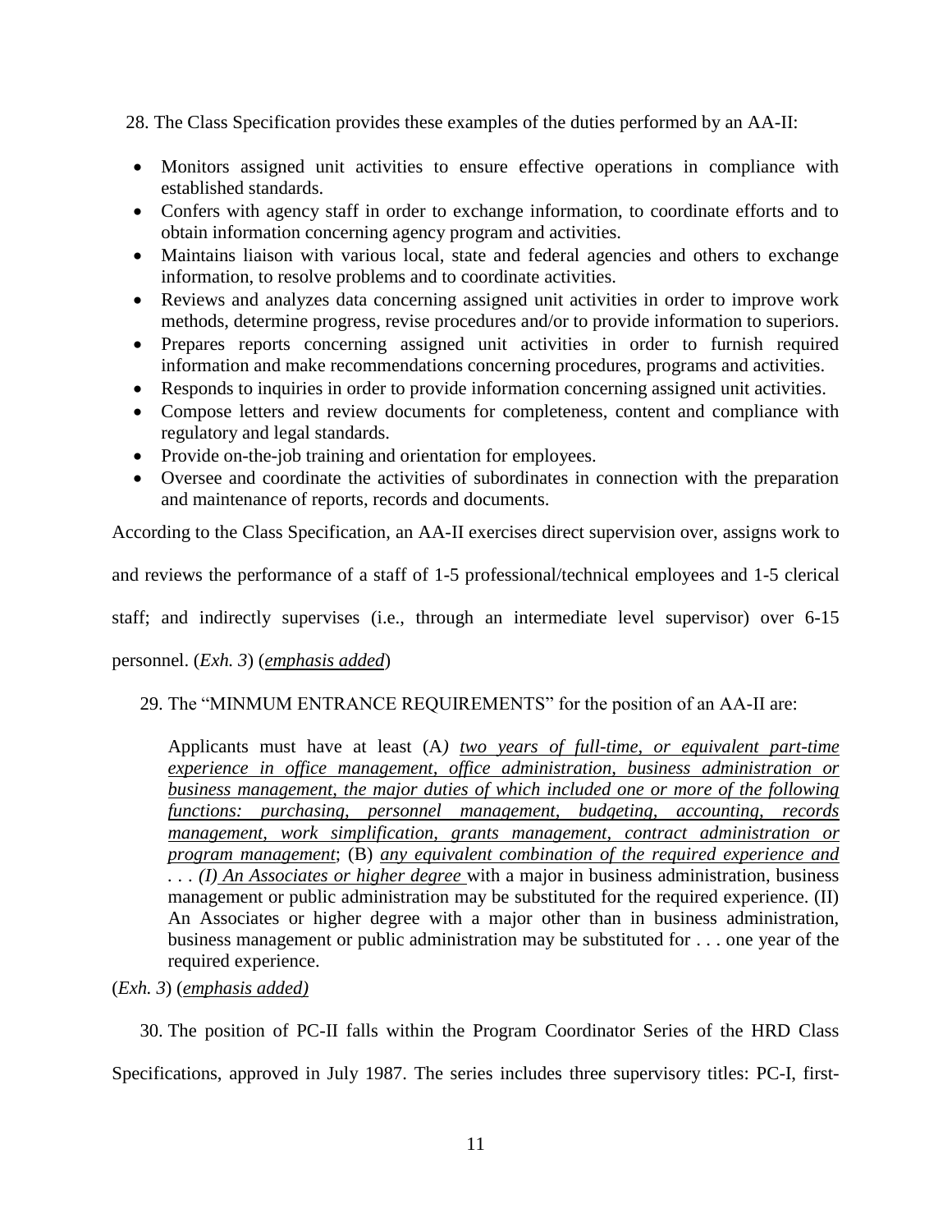28. The Class Specification provides these examples of the duties performed by an AA-II:

- Monitors assigned unit activities to ensure effective operations in compliance with established standards.
- Confers with agency staff in order to exchange information, to coordinate efforts and to obtain information concerning agency program and activities.
- Maintains liaison with various local, state and federal agencies and others to exchange information, to resolve problems and to coordinate activities.
- Reviews and analyzes data concerning assigned unit activities in order to improve work methods, determine progress, revise procedures and/or to provide information to superiors.
- Prepares reports concerning assigned unit activities in order to furnish required information and make recommendations concerning procedures, programs and activities.
- Responds to inquiries in order to provide information concerning assigned unit activities.
- Compose letters and review documents for completeness, content and compliance with regulatory and legal standards.
- Provide on-the-job training and orientation for employees.
- Oversee and coordinate the activities of subordinates in connection with the preparation and maintenance of reports, records and documents.

According to the Class Specification, an AA-II exercises direct supervision over, assigns work to and reviews the performance of a staff of 1-5 professional/technical employees and 1-5 clerical staff; and indirectly supervises (i.e., through an intermediate level supervisor) over 6-15 personnel. (*Exh. 3*) (*emphasis added*)

29. The "MINMUM ENTRANCE REQUIREMENTS" for the position of an AA-II are:

> Applicants must have at least (A*) two years of full-time, or equivalent part-time experience in office management, office administration, business administration or business management, the major duties of which included one or more of the following functions: purchasing, personnel management, budgeting, accounting, records management, work simplification, grants management, contract administration or program management*; (B) *any equivalent combination of the required experience and . . . (I) An Associates or higher degree* with a major in business administration, business management or public administration may be substituted for the required experience. (II) An Associates or higher degree with a major other than in business administration, business management or public administration may be substituted for . . . one year of the required experience.

(*Exh. 3*) (*emphasis added)*

30. The position of PC-II falls within the Program Coordinator Series of the HRD Class Specifications, approved in July 1987. The series includes three supervisory titles: PC-I, first-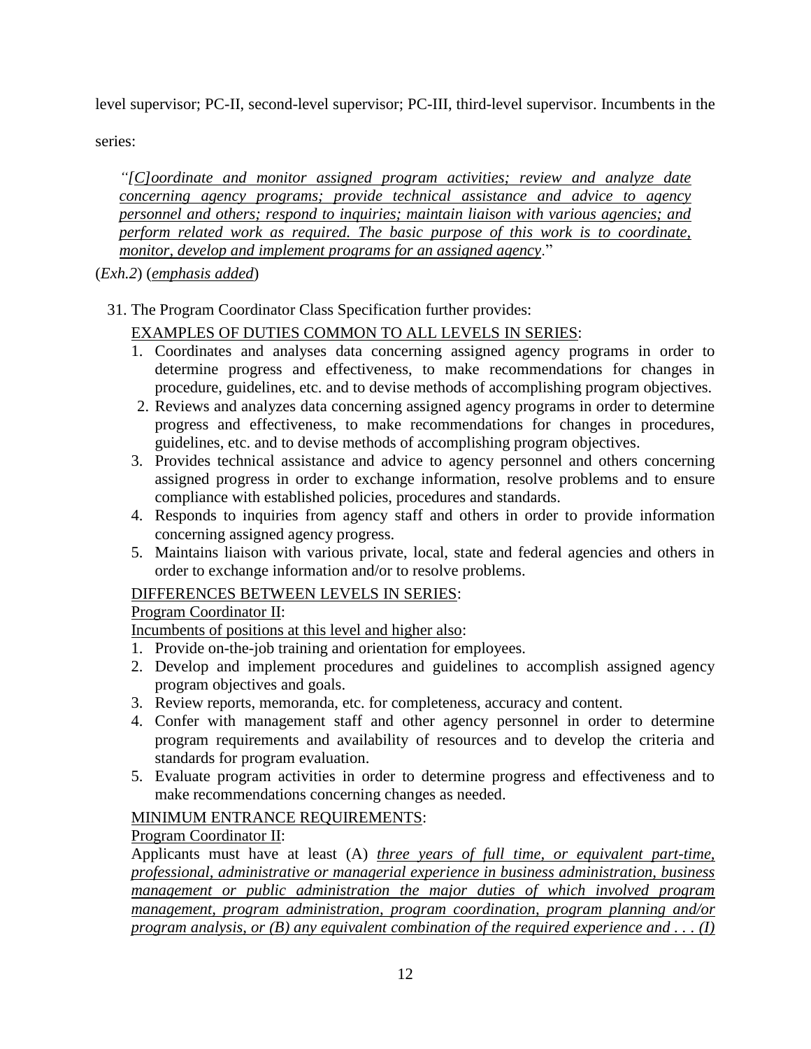level supervisor; PC-II, second-level supervisor; PC-III, third-level supervisor. Incumbents in the series:

> *"[C]oordinate and monitor assigned program activities; review and analyze date concerning agency programs; provide technical assistance and advice to agency personnel and others; respond to inquiries; maintain liaison with various agencies; and perform related work as required. The basic purpose of this work is to coordinate, monitor, develop and implement programs for an assigned agency*."

(*Exh.2*) (*emphasis added*)

31. The Program Coordinator Class Specification further provides:

EXAMPLES OF DUTIES COMMON TO ALL LEVELS IN SERIES:

1. Coordinates and analyses data concerning assigned agency programs in order to determine progress and effectiveness, to make recommendations for changes in procedure, guidelines, etc. and to devise methods of accomplishing program objectives.
2. Reviews and analyzes data concerning assigned agency programs in order to determine progress and effectiveness, to make recommendations for changes in procedures, guidelines, etc. and to devise methods of accomplishing program objectives.
3. Provides technical assistance and advice to agency personnel and others concerning assigned progress in order to exchange information, resolve problems and to ensure compliance with established policies, procedures and standards.
4. Responds to inquiries from agency staff and others in order to provide information concerning assigned agency progress.
5. Maintains liaison with various private, local, state and federal agencies and others in order to exchange information and/or to resolve problems.

DIFFERENCES BETWEEN LEVELS IN SERIES:

Program Coordinator II:

Incumbents of positions at this level and higher also:

1. Provide on-the-job training and orientation for employees.
2. Develop and implement procedures and guidelines to accomplish assigned agency program objectives and goals.
3. Review reports, memoranda, etc. for completeness, accuracy and content.
4. Confer with management staff and other agency personnel in order to determine program requirements and availability of resources and to develop the criteria and standards for program evaluation.
5. Evaluate program activities in order to determine progress and effectiveness and to make recommendations concerning changes as needed.

MINIMUM ENTRANCE REQUIREMENTS:

Program Coordinator II:

Applicants must have at least (A) *three years of full time, or equivalent part-time, professional, administrative or managerial experience in business administration, business management or public administration the major duties of which involved program management, program administration, program coordination, program planning and/or program analysis, or (B) any equivalent combination of the required experience and . . . (I)*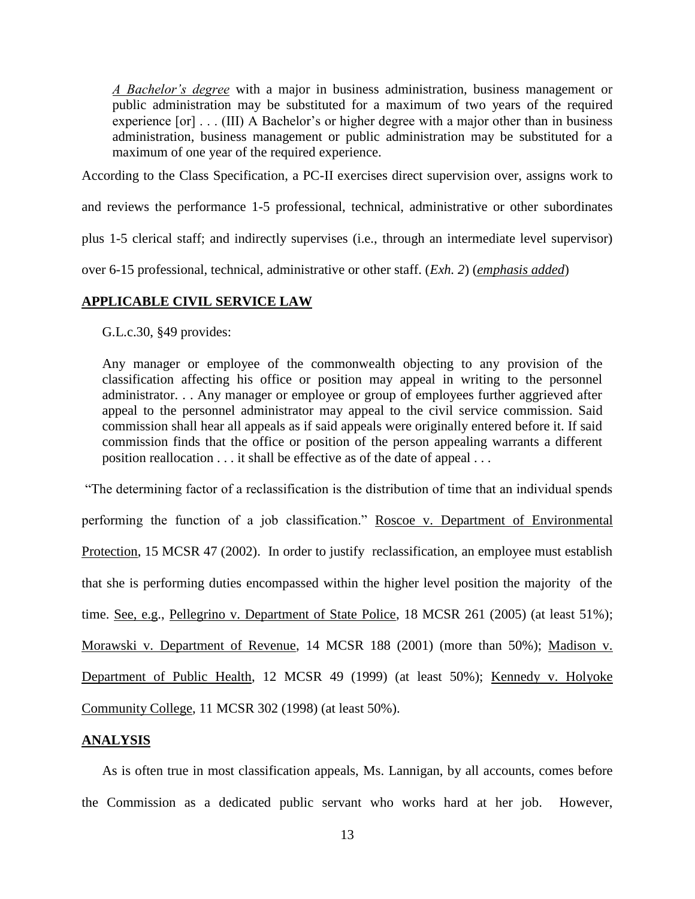> *A Bachelor's degree* with a major in business administration, business management or public administration may be substituted for a maximum of two years of the required experience [or] . . . (III) A Bachelor's or higher degree with a major other than in business administration, business management or public administration may be substituted for a maximum of one year of the required experience.

According to the Class Specification, a PC-II exercises direct supervision over, assigns work to and reviews the performance 1-5 professional, technical, administrative or other subordinates plus 1-5 clerical staff; and indirectly supervises (i.e., through an intermediate level supervisor) over 6-15 professional, technical, administrative or other staff. (*Exh. 2*) (*emphasis added*)

## APPLICABLE CIVIL SERVICE LAW

G.L.c.30, §49 provides:

> Any manager or employee of the commonwealth objecting to any provision of the classification affecting his office or position may appeal in writing to the personnel administrator. . . Any manager or employee or group of employees further aggrieved after appeal to the personnel administrator may appeal to the civil service commission. Said commission shall hear all appeals as if said appeals were originally entered before it. If said commission finds that the office or position of the person appealing warrants a different position reallocation . . . it shall be effective as of the date of appeal . . .

"The determining factor of a reclassification is the distribution of time that an individual spends performing the function of a job classification." Roscoe v. Department of Environmental Protection, 15 MCSR 47 (2002). In order to justify reclassification, an employee must establish that she is performing duties encompassed within the higher level position the majority of the time. See, e.g., Pellegrino v. Department of State Police, 18 MCSR 261 (2005) (at least 51%); Morawski v. Department of Revenue, 14 MCSR 188 (2001) (more than 50%); Madison v. Department of Public Health, 12 MCSR 49 (1999) (at least 50%); Kennedy v. Holyoke Community College, 11 MCSR 302 (1998) (at least 50%).

## ANALYSIS

As is often true in most classification appeals, Ms. Lannigan, by all accounts, comes before the Commission as a dedicated public servant who works hard at her job. However,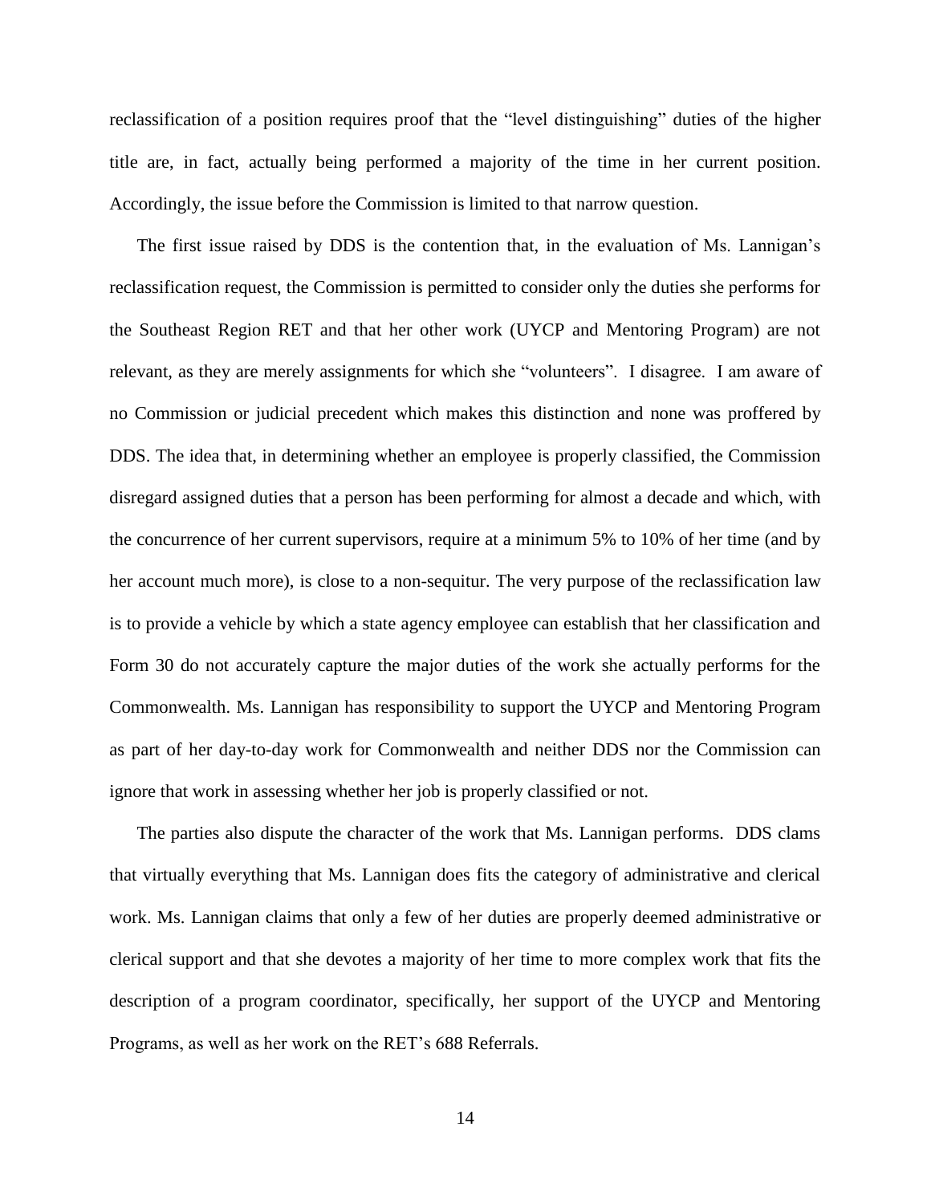reclassification of a position requires proof that the "level distinguishing" duties of the higher title are, in fact, actually being performed a majority of the time in her current position. Accordingly, the issue before the Commission is limited to that narrow question.

The first issue raised by DDS is the contention that, in the evaluation of Ms. Lannigan's reclassification request, the Commission is permitted to consider only the duties she performs for the Southeast Region RET and that her other work (UYCP and Mentoring Program) are not relevant, as they are merely assignments for which she "volunteers". I disagree. I am aware of no Commission or judicial precedent which makes this distinction and none was proffered by DDS. The idea that, in determining whether an employee is properly classified, the Commission disregard assigned duties that a person has been performing for almost a decade and which, with the concurrence of her current supervisors, require at a minimum 5% to 10% of her time (and by her account much more), is close to a non-sequitur. The very purpose of the reclassification law is to provide a vehicle by which a state agency employee can establish that her classification and Form 30 do not accurately capture the major duties of the work she actually performs for the Commonwealth. Ms. Lannigan has responsibility to support the UYCP and Mentoring Program as part of her day-to-day work for Commonwealth and neither DDS nor the Commission can ignore that work in assessing whether her job is properly classified or not.

The parties also dispute the character of the work that Ms. Lannigan performs. DDS clams that virtually everything that Ms. Lannigan does fits the category of administrative and clerical work. Ms. Lannigan claims that only a few of her duties are properly deemed administrative or clerical support and that she devotes a majority of her time to more complex work that fits the description of a program coordinator, specifically, her support of the UYCP and Mentoring Programs, as well as her work on the RET's 688 Referrals.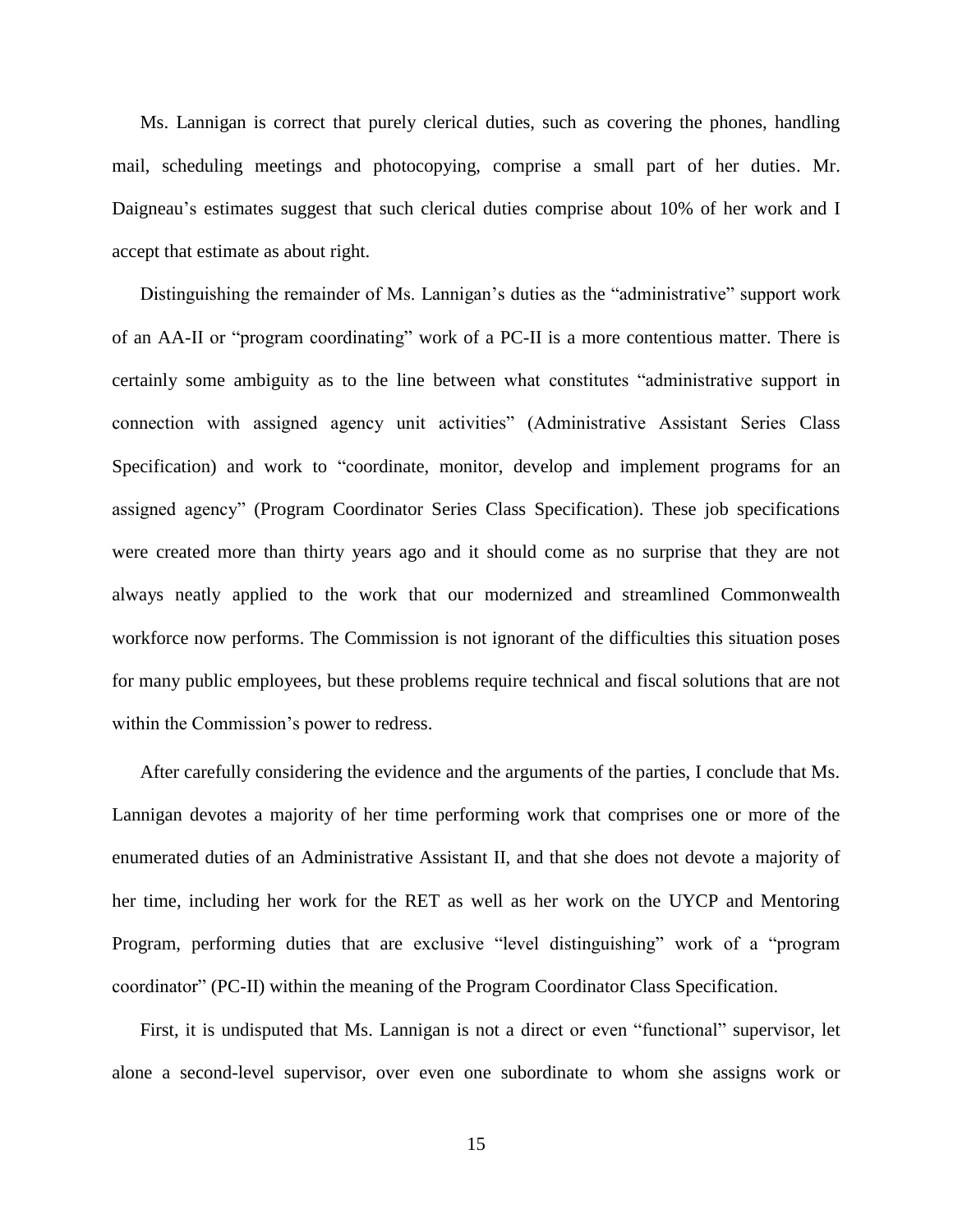Ms. Lannigan is correct that purely clerical duties, such as covering the phones, handling mail, scheduling meetings and photocopying, comprise a small part of her duties. Mr. Daigneau's estimates suggest that such clerical duties comprise about 10% of her work and I accept that estimate as about right.

Distinguishing the remainder of Ms. Lannigan's duties as the "administrative" support work of an AA-II or "program coordinating" work of a PC-II is a more contentious matter. There is certainly some ambiguity as to the line between what constitutes "administrative support in connection with assigned agency unit activities" (Administrative Assistant Series Class Specification) and work to "coordinate, monitor, develop and implement programs for an assigned agency" (Program Coordinator Series Class Specification). These job specifications were created more than thirty years ago and it should come as no surprise that they are not always neatly applied to the work that our modernized and streamlined Commonwealth workforce now performs. The Commission is not ignorant of the difficulties this situation poses for many public employees, but these problems require technical and fiscal solutions that are not within the Commission's power to redress.

After carefully considering the evidence and the arguments of the parties, I conclude that Ms. Lannigan devotes a majority of her time performing work that comprises one or more of the enumerated duties of an Administrative Assistant II, and that she does not devote a majority of her time, including her work for the RET as well as her work on the UYCP and Mentoring Program, performing duties that are exclusive "level distinguishing" work of a "program coordinator" (PC-II) within the meaning of the Program Coordinator Class Specification.

First, it is undisputed that Ms. Lannigan is not a direct or even "functional" supervisor, let alone a second-level supervisor, over even one subordinate to whom she assigns work or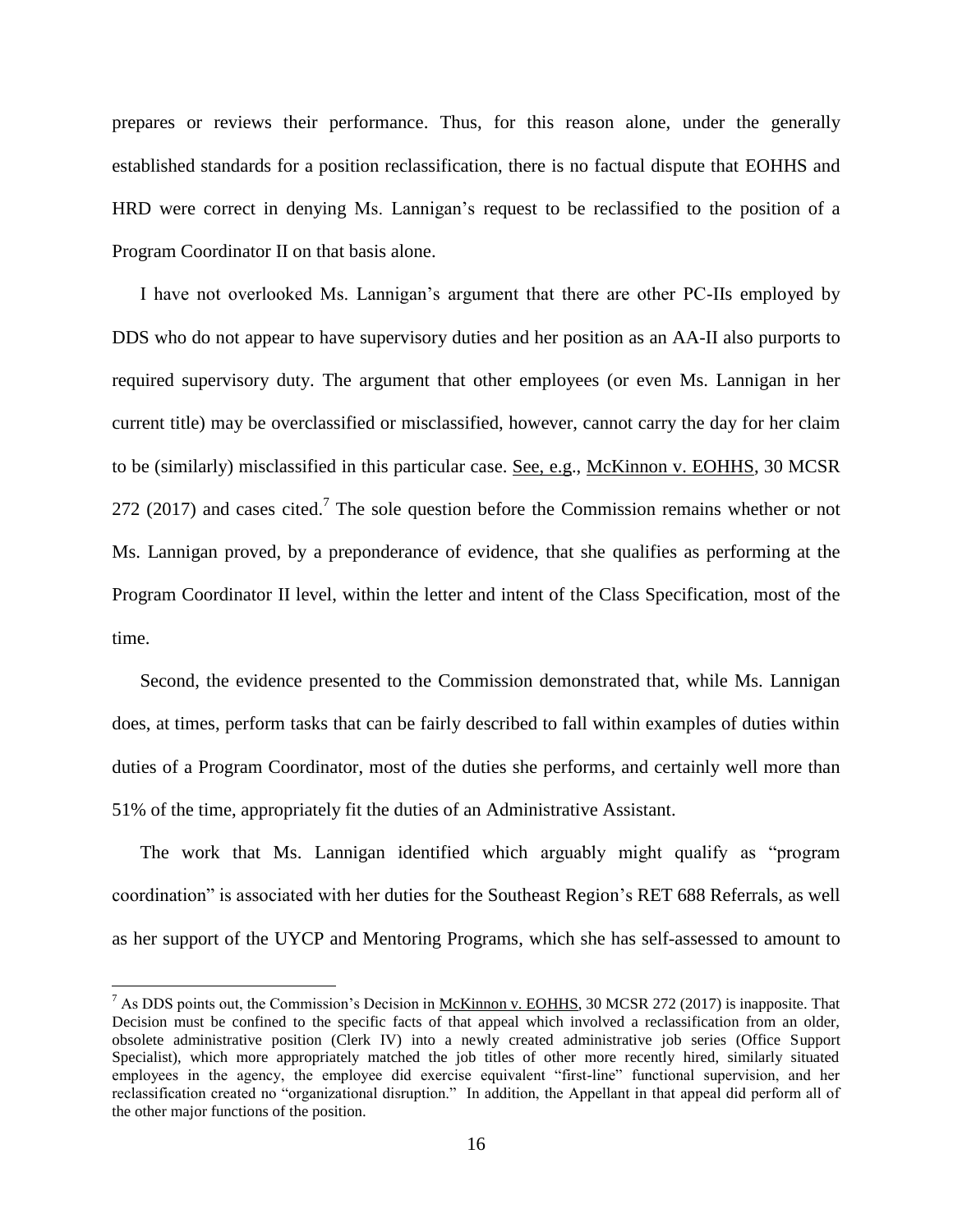prepares or reviews their performance. Thus, for this reason alone, under the generally established standards for a position reclassification, there is no factual dispute that EOHHS and HRD were correct in denying Ms. Lannigan's request to be reclassified to the position of a Program Coordinator II on that basis alone.

I have not overlooked Ms. Lannigan's argument that there are other PC-IIs employed by DDS who do not appear to have supervisory duties and her position as an AA-II also purports to required supervisory duty. The argument that other employees (or even Ms. Lannigan in her current title) may be overclassified or misclassified, however, cannot carry the day for her claim to be (similarly) misclassified in this particular case. See, e.g., McKinnon v. EOHHS, 30 MCSR 272 (2017) and cases cited.[7] The sole question before the Commission remains whether or not Ms. Lannigan proved, by a preponderance of evidence, that she qualifies as performing at the Program Coordinator II level, within the letter and intent of the Class Specification, most of the time.

Second, the evidence presented to the Commission demonstrated that, while Ms. Lannigan does, at times, perform tasks that can be fairly described to fall within examples of duties within duties of a Program Coordinator, most of the duties she performs, and certainly well more than 51% of the time, appropriately fit the duties of an Administrative Assistant.

The work that Ms. Lannigan identified which arguably might qualify as "program coordination" is associated with her duties for the Southeast Region's RET 688 Referrals, as well as her support of the UYCP and Mentoring Programs, which she has self-assessed to amount to

[7] As DDS points out, the Commission's Decision in McKinnon v. EOHHS, 30 MCSR 272 (2017) is inapposite. That Decision must be confined to the specific facts of that appeal which involved a reclassification from an older, obsolete administrative position (Clerk IV) into a newly created administrative job series (Office Support Specialist), which more appropriately matched the job titles of other more recently hired, similarly situated employees in the agency, the employee did exercise equivalent "first-line" functional supervision, and her reclassification created no "organizational disruption." In addition, the Appellant in that appeal did perform all of the other major functions of the position.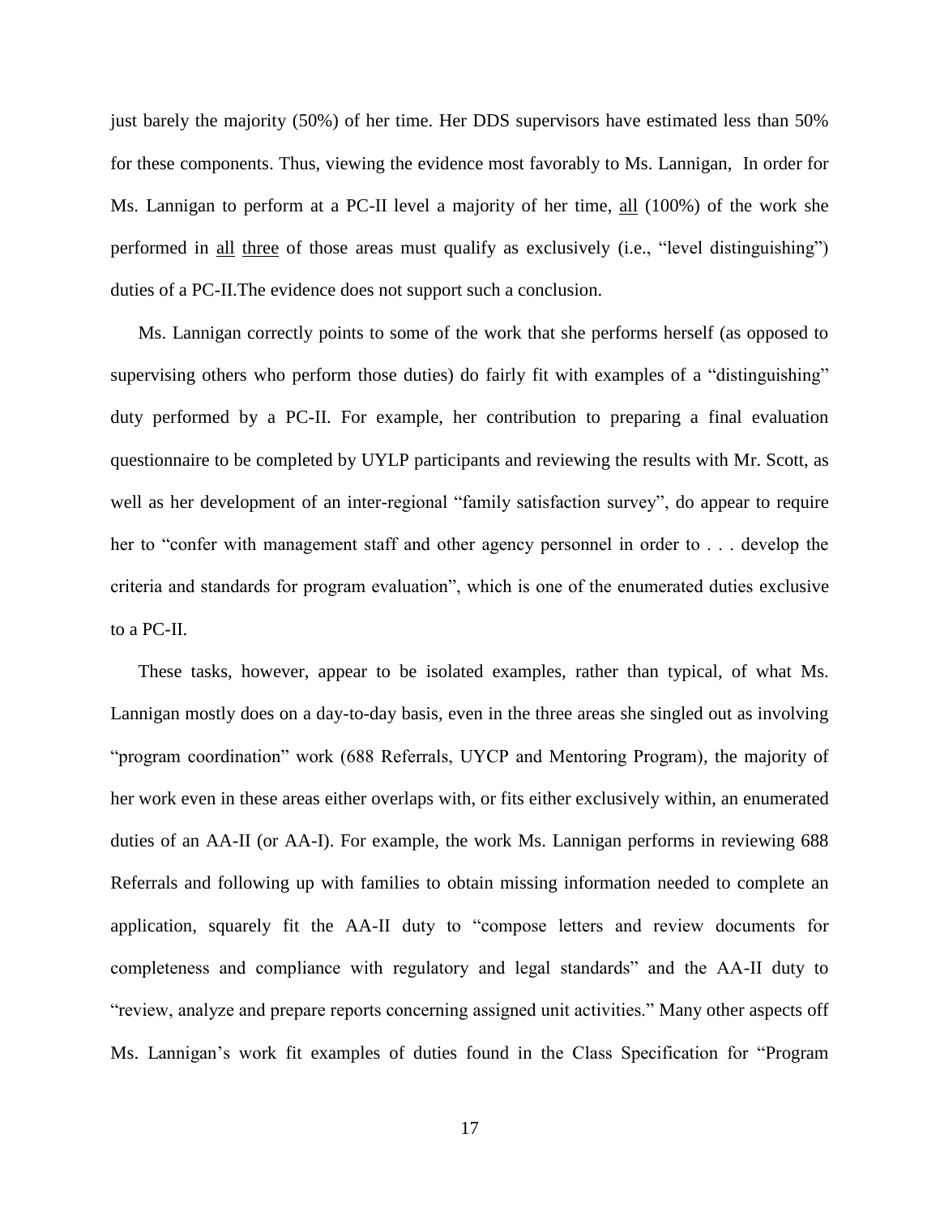just barely the majority (50%) of her time. Her DDS supervisors have estimated less than 50% for these components. Thus, viewing the evidence most favorably to Ms. Lannigan,  In order for Ms. Lannigan to perform at a PC-II level a majority of her time, <u>all</u> (100%) of the work she performed in <u>all</u> <u>three</u> of those areas must qualify as exclusively (i.e., "level distinguishing") duties of a PC-II.The evidence does not support such a conclusion.

Ms. Lannigan correctly points to some of the work that she performs herself (as opposed to supervising others who perform those duties) do fairly fit with examples of a "distinguishing" duty performed by a PC-II. For example, her contribution to preparing a final evaluation questionnaire to be completed by UYLP participants and reviewing the results with Mr. Scott, as well as her development of an inter-regional "family satisfaction survey", do appear to require her to "confer with management staff and other agency personnel in order to . . . develop the criteria and standards for program evaluation", which is one of the enumerated duties exclusive to a PC-II.

These tasks, however, appear to be isolated examples, rather than typical, of what Ms. Lannigan mostly does on a day-to-day basis, even in the three areas she singled out as involving "program coordination" work (688 Referrals, UYCP and Mentoring Program), the majority of her work even in these areas either overlaps with, or fits either exclusively within, an enumerated duties of an AA-II (or AA-I). For example, the work Ms. Lannigan performs in reviewing 688 Referrals and following up with families to obtain missing information needed to complete an application, squarely fit the AA-II duty to "compose letters and review documents for completeness and compliance with regulatory and legal standards" and the AA-II duty to "review, analyze and prepare reports concerning assigned unit activities." Many other aspects off Ms. Lannigan's work fit examples of duties found in the Class Specification for "Program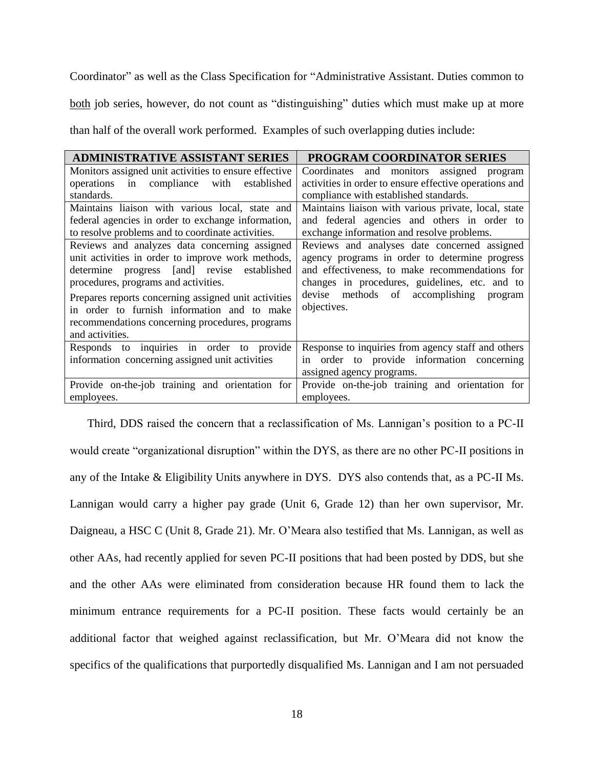Coordinator" as well as the Class Specification for "Administrative Assistant. Duties common to both job series, however, do not count as "distinguishing" duties which must make up at more than half of the overall work performed. Examples of such overlapping duties include:

| ADMINISTRATIVE ASSISTANT SERIES | PROGRAM COORDINATOR SERIES |
|---|---|
| Monitors assigned unit activities to ensure effective operations in compliance with established standards. | Coordinates and monitors assigned program activities in order to ensure effective operations and compliance with established standards. |
| Maintains liaison with various local, state and federal agencies in order to exchange information, to resolve problems and to coordinate activities. | Maintains liaison with various private, local, state and federal agencies and others in order to exchange information and resolve problems. |
| Reviews and analyzes data concerning assigned unit activities in order to improve work methods, determine progress [and] revise established procedures, programs and activities.<br><br>Prepares reports concerning assigned unit activities in order to furnish information and to make recommendations concerning procedures, programs and activities. | Reviews and analyses date concerned assigned agency programs in order to determine progress and effectiveness, to make recommendations for changes in procedures, guidelines, etc. and to devise methods of accomplishing program objectives. |
| Responds to inquiries in order to provide information concerning assigned unit activities | Response to inquiries from agency staff and others in order to provide information concerning assigned agency programs. |
| Provide on-the-job training and orientation for employees. | Provide on-the-job training and orientation for employees. |

Third, DDS raised the concern that a reclassification of Ms. Lannigan's position to a PC-II would create "organizational disruption" within the DYS, as there are no other PC-II positions in any of the Intake & Eligibility Units anywhere in DYS. DYS also contends that, as a PC-II Ms. Lannigan would carry a higher pay grade (Unit 6, Grade 12) than her own supervisor, Mr. Daigneau, a HSC C (Unit 8, Grade 21). Mr. O'Meara also testified that Ms. Lannigan, as well as other AAs, had recently applied for seven PC-II positions that had been posted by DDS, but she and the other AAs were eliminated from consideration because HR found them to lack the minimum entrance requirements for a PC-II position. These facts would certainly be an additional factor that weighed against reclassification, but Mr. O'Meara did not know the specifics of the qualifications that purportedly disqualified Ms. Lannigan and I am not persuaded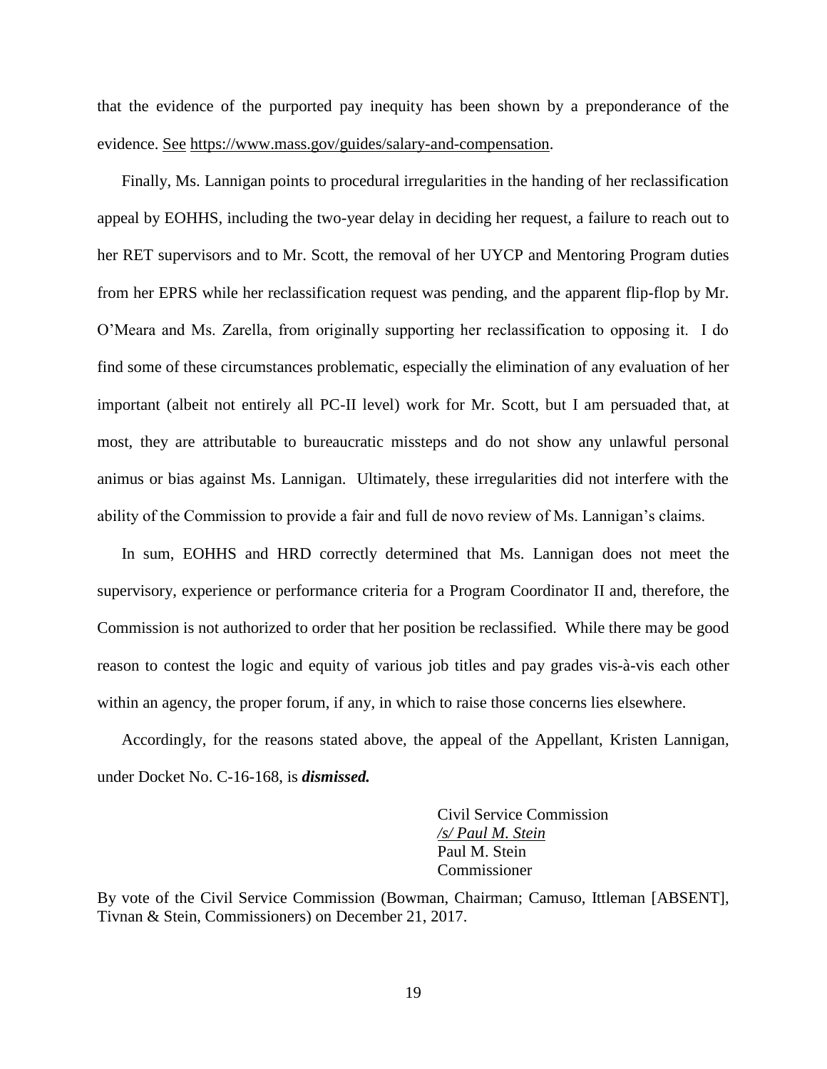that the evidence of the purported pay inequity has been shown by a preponderance of the evidence. See https://www.mass.gov/guides/salary-and-compensation.

Finally, Ms. Lannigan points to procedural irregularities in the handing of her reclassification appeal by EOHHS, including the two-year delay in deciding her request, a failure to reach out to her RET supervisors and to Mr. Scott, the removal of her UYCP and Mentoring Program duties from her EPRS while her reclassification request was pending, and the apparent flip-flop by Mr. O'Meara and Ms. Zarella, from originally supporting her reclassification to opposing it. I do find some of these circumstances problematic, especially the elimination of any evaluation of her important (albeit not entirely all PC-II level) work for Mr. Scott, but I am persuaded that, at most, they are attributable to bureaucratic missteps and do not show any unlawful personal animus or bias against Ms. Lannigan. Ultimately, these irregularities did not interfere with the ability of the Commission to provide a fair and full de novo review of Ms. Lannigan's claims.

In sum, EOHHS and HRD correctly determined that Ms. Lannigan does not meet the supervisory, experience or performance criteria for a Program Coordinator II and, therefore, the Commission is not authorized to order that her position be reclassified. While there may be good reason to contest the logic and equity of various job titles and pay grades vis-à-vis each other within an agency, the proper forum, if any, in which to raise those concerns lies elsewhere.

Accordingly, for the reasons stated above, the appeal of the Appellant, Kristen Lannigan, under Docket No. C-16-168, is ***dismissed.***

Civil Service Commission
*/s/ Paul M. Stein*
Paul M. Stein
Commissioner

By vote of the Civil Service Commission (Bowman, Chairman; Camuso, Ittleman [ABSENT], Tivnan & Stein, Commissioners) on December 21, 2017.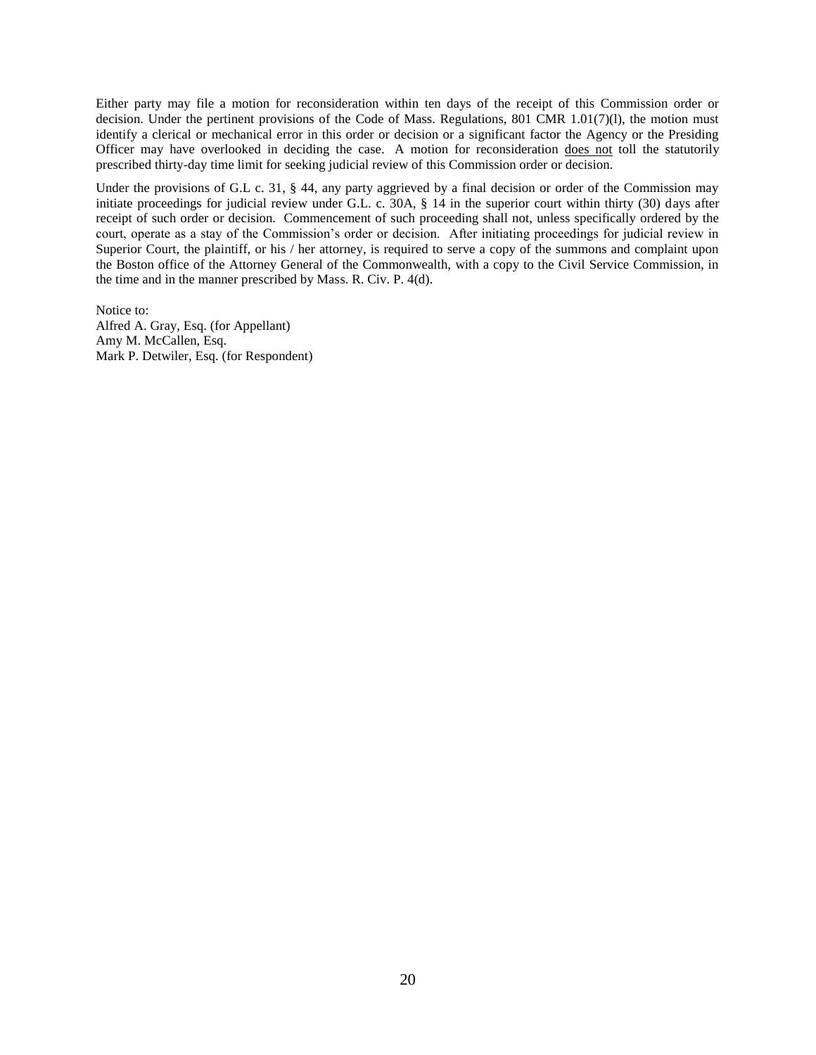Either party may file a motion for reconsideration within ten days of the receipt of this Commission order or decision. Under the pertinent provisions of the Code of Mass. Regulations, 801 CMR 1.01(7)(l), the motion must identify a clerical or mechanical error in this order or decision or a significant factor the Agency or the Presiding Officer may have overlooked in deciding the case. A motion for reconsideration <u>does not</u> toll the statutorily prescribed thirty-day time limit for seeking judicial review of this Commission order or decision.

Under the provisions of G.L c. 31, § 44, any party aggrieved by a final decision or order of the Commission may initiate proceedings for judicial review under G.L. c. 30A, § 14 in the superior court within thirty (30) days after receipt of such order or decision. Commencement of such proceeding shall not, unless specifically ordered by the court, operate as a stay of the Commission's order or decision. After initiating proceedings for judicial review in Superior Court, the plaintiff, or his / her attorney, is required to serve a copy of the summons and complaint upon the Boston office of the Attorney General of the Commonwealth, with a copy to the Civil Service Commission, in the time and in the manner prescribed by Mass. R. Civ. P. 4(d).

Notice to:
Alfred A. Gray, Esq. (for Appellant)
Amy M. McCallen, Esq.
Mark P. Detwiler, Esq. (for Respondent)